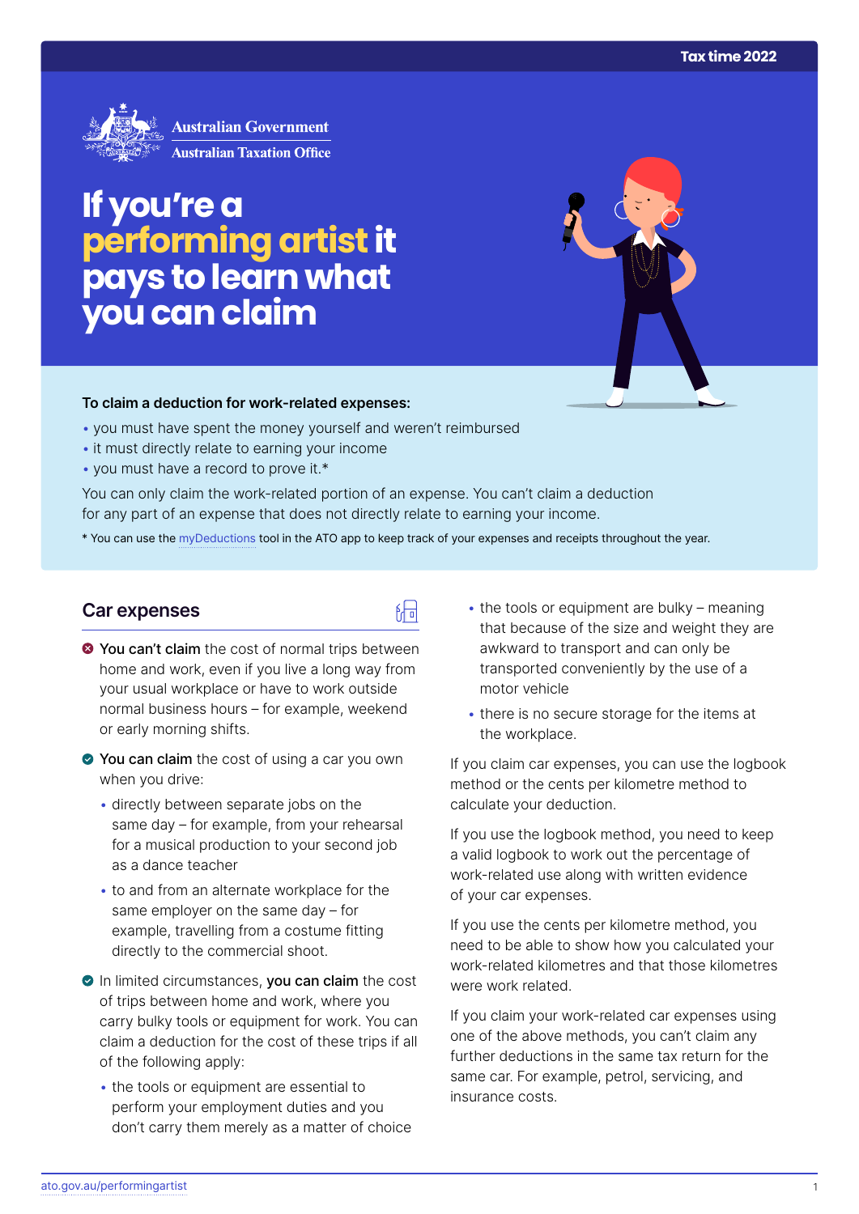Australian Government
Australian Taxation Office

# If you're a performing artist it pays to learn what you can claim

**To claim a deduction for work-related expenses:**

- you must have spent the money yourself and weren't reimbursed
- it must directly relate to earning your income
- you must have a record to prove it.*

You can only claim the work-related portion of an expense. You can't claim a deduction for any part of an expense that does not directly relate to earning your income.

* You can use the myDeductions tool in the ATO app to keep track of your expenses and receipts throughout the year.

## Car expenses

- **You can't claim** the cost of normal trips between home and work, even if you live a long way from your usual workplace or have to work outside normal business hours – for example, weekend or early morning shifts.
- **You can claim** the cost of using a car you own when you drive:
  - directly between separate jobs on the same day – for example, from your rehearsal for a musical production to your second job as a dance teacher
  - to and from an alternate workplace for the same employer on the same day – for example, travelling from a costume fitting directly to the commercial shoot.
- In limited circumstances, **you can claim** the cost of trips between home and work, where you carry bulky tools or equipment for work. You can claim a deduction for the cost of these trips if all of the following apply:
  - the tools or equipment are essential to perform your employment duties and you don't carry them merely as a matter of choice
  - the tools or equipment are bulky – meaning that because of the size and weight they are awkward to transport and can only be transported conveniently by the use of a motor vehicle
  - there is no secure storage for the items at the workplace.

If you claim car expenses, you can use the logbook method or the cents per kilometre method to calculate your deduction.

If you use the logbook method, you need to keep a valid logbook to work out the percentage of work-related use along with written evidence of your car expenses.

If you use the cents per kilometre method, you need to be able to show how you calculated your work-related kilometres and that those kilometres were work related.

If you claim your work-related car expenses using one of the above methods, you can't claim any further deductions in the same tax return for the same car. For example, petrol, servicing, and insurance costs.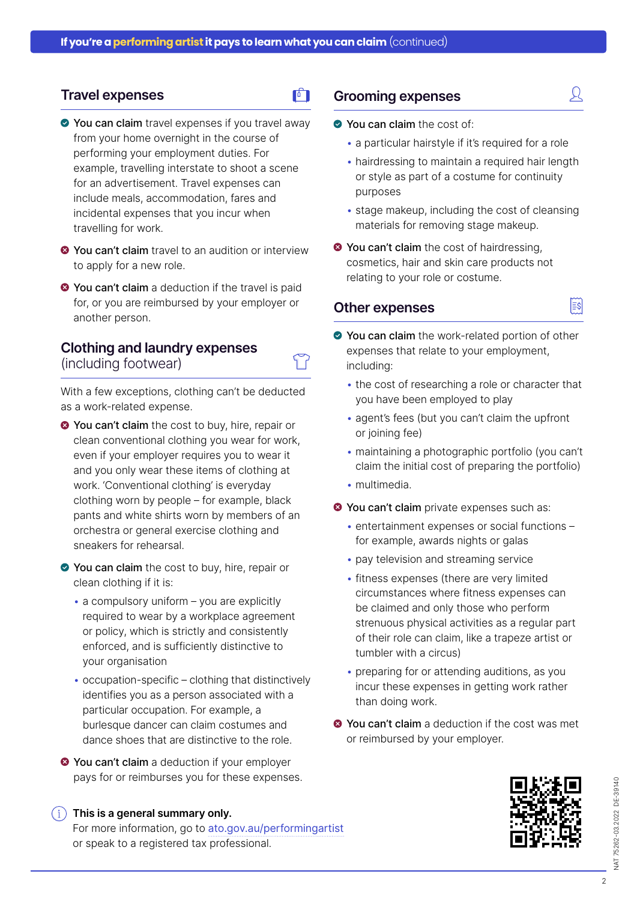**If you're a performing artist it pays to learn what you can claim** (continued)

## Travel expenses

- **You can claim** travel expenses if you travel away from your home overnight in the course of performing your employment duties. For example, travelling interstate to shoot a scene for an advertisement. Travel expenses can include meals, accommodation, fares and incidental expenses that you incur when travelling for work.
- **You can't claim** travel to an audition or interview to apply for a new role.
- **You can't claim** a deduction if the travel is paid for, or you are reimbursed by your employer or another person.

## Clothing and laundry expenses (including footwear)

With a few exceptions, clothing can't be deducted as a work-related expense.

- **You can't claim** the cost to buy, hire, repair or clean conventional clothing you wear for work, even if your employer requires you to wear it and you only wear these items of clothing at work. 'Conventional clothing' is everyday clothing worn by people – for example, black pants and white shirts worn by members of an orchestra or general exercise clothing and sneakers for rehearsal.
- **You can claim** the cost to buy, hire, repair or clean clothing if it is:
  - a compulsory uniform – you are explicitly required to wear by a workplace agreement or policy, which is strictly and consistently enforced, and is sufficiently distinctive to your organisation
  - occupation-specific – clothing that distinctively identifies you as a person associated with a particular occupation. For example, a burlesque dancer can claim costumes and dance shoes that are distinctive to the role.
- **You can't claim** a deduction if your employer pays for or reimburses you for these expenses.

## Grooming expenses

- **You can claim** the cost of:
  - a particular hairstyle if it's required for a role
  - hairdressing to maintain a required hair length or style as part of a costume for continuity purposes
  - stage makeup, including the cost of cleansing materials for removing stage makeup.
- **You can't claim** the cost of hairdressing, cosmetics, hair and skin care products not relating to your role or costume.

## Other expenses

- **You can claim** the work-related portion of other expenses that relate to your employment, including:
  - the cost of researching a role or character that you have been employed to play
  - agent's fees (but you can't claim the upfront or joining fee)
  - maintaining a photographic portfolio (you can't claim the initial cost of preparing the portfolio)
  - multimedia.
- **You can't claim** private expenses such as:
  - entertainment expenses or social functions – for example, awards nights or galas
  - pay television and streaming service
  - fitness expenses (there are very limited circumstances where fitness expenses can be claimed and only those who perform strenuous physical activities as a regular part of their role can claim, like a trapeze artist or tumbler with a circus)
  - preparing for or attending auditions, as you incur these expenses in getting work rather than doing work.
- **You can't claim** a deduction if the cost was met or reimbursed by your employer.

**This is a general summary only.**
For more information, go to ato.gov.au/performingartist or speak to a registered tax professional.

NAT 75262-03.2022 DE-39140